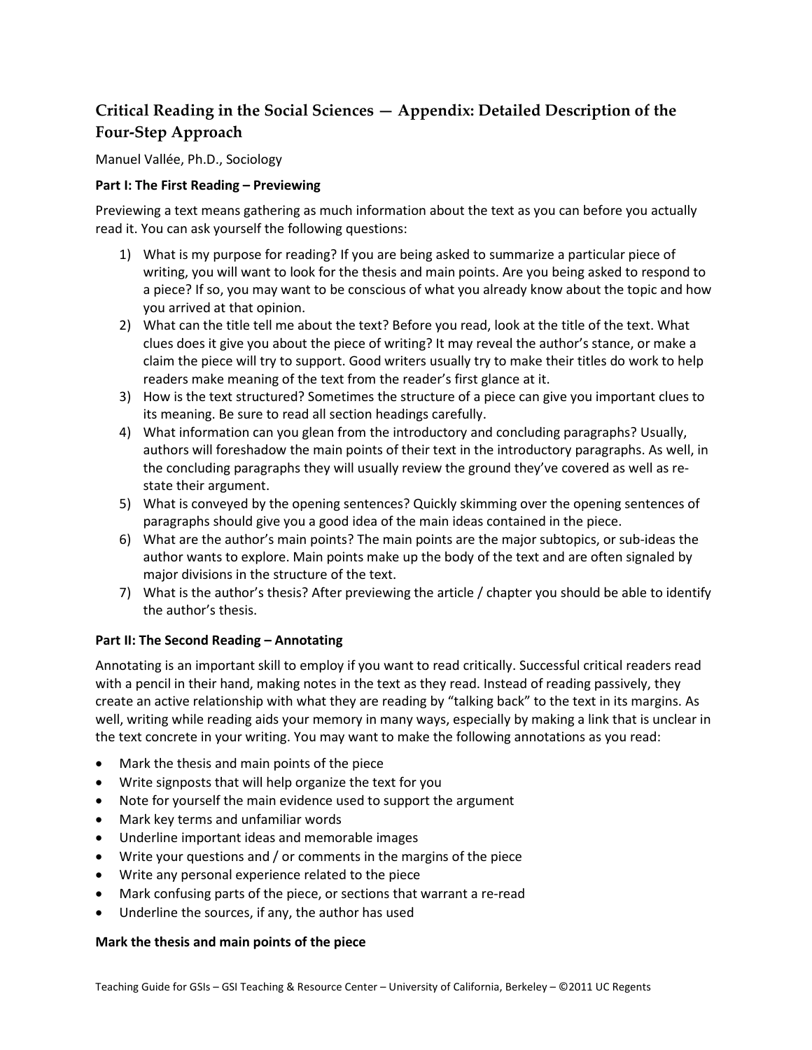# Critical Reading in the Social Sciences — Appendix: Detailed Description of the Four-Step Approach

Manuel Vallée, Ph.D., Sociology

**Part I: The First Reading – Previewing**

Previewing a text means gathering as much information about the text as you can before you actually read it. You can ask yourself the following questions:

1) What is my purpose for reading? If you are being asked to summarize a particular piece of writing, you will want to look for the thesis and main points. Are you being asked to respond to a piece? If so, you may want to be conscious of what you already know about the topic and how you arrived at that opinion.
2) What can the title tell me about the text? Before you read, look at the title of the text. What clues does it give you about the piece of writing? It may reveal the author's stance, or make a claim the piece will try to support. Good writers usually try to make their titles do work to help readers make meaning of the text from the reader's first glance at it.
3) How is the text structured? Sometimes the structure of a piece can give you important clues to its meaning. Be sure to read all section headings carefully.
4) What information can you glean from the introductory and concluding paragraphs? Usually, authors will foreshadow the main points of their text in the introductory paragraphs. As well, in the concluding paragraphs they will usually review the ground they've covered as well as re-state their argument.
5) What is conveyed by the opening sentences? Quickly skimming over the opening sentences of paragraphs should give you a good idea of the main ideas contained in the piece.
6) What are the author's main points? The main points are the major subtopics, or sub-ideas the author wants to explore. Main points make up the body of the text and are often signaled by major divisions in the structure of the text.
7) What is the author's thesis? After previewing the article / chapter you should be able to identify the author's thesis.

**Part II: The Second Reading – Annotating**

Annotating is an important skill to employ if you want to read critically. Successful critical readers read with a pencil in their hand, making notes in the text as they read. Instead of reading passively, they create an active relationship with what they are reading by "talking back" to the text in its margins. As well, writing while reading aids your memory in many ways, especially by making a link that is unclear in the text concrete in your writing. You may want to make the following annotations as you read:

- Mark the thesis and main points of the piece
- Write signposts that will help organize the text for you
- Note for yourself the main evidence used to support the argument
- Mark key terms and unfamiliar words
- Underline important ideas and memorable images
- Write your questions and / or comments in the margins of the piece
- Write any personal experience related to the piece
- Mark confusing parts of the piece, or sections that warrant a re-read
- Underline the sources, if any, the author has used

**Mark the thesis and main points of the piece**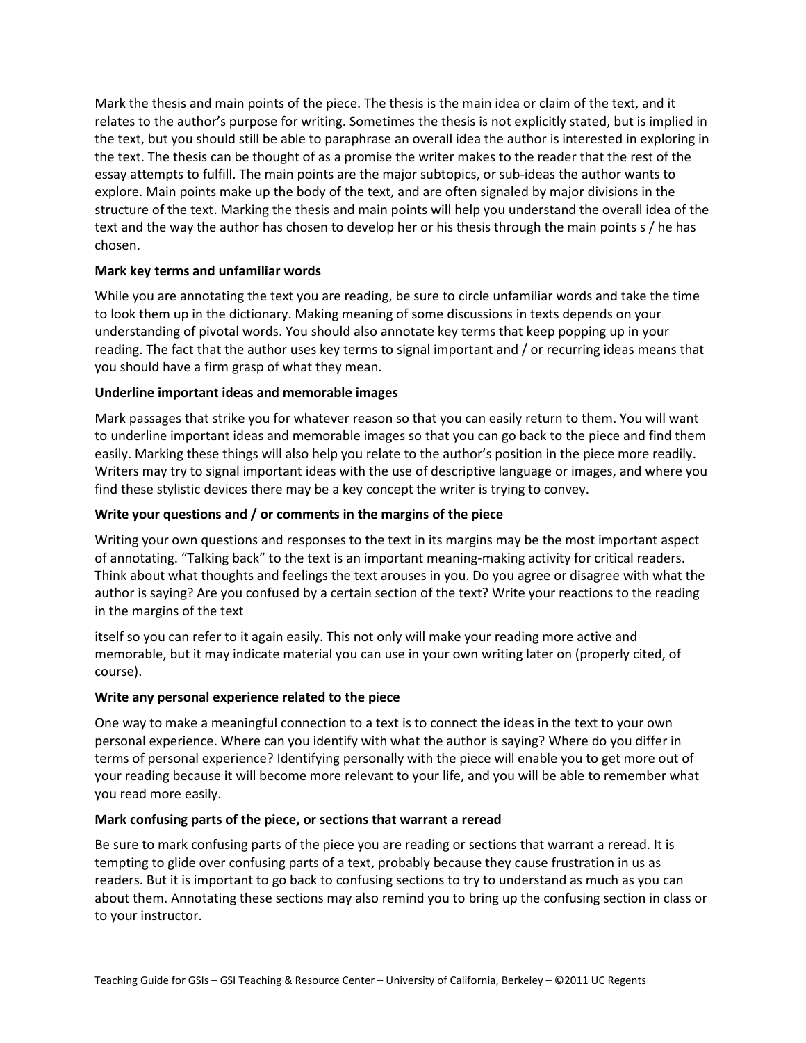Mark the thesis and main points of the piece. The thesis is the main idea or claim of the text, and it relates to the author's purpose for writing. Sometimes the thesis is not explicitly stated, but is implied in the text, but you should still be able to paraphrase an overall idea the author is interested in exploring in the text. The thesis can be thought of as a promise the writer makes to the reader that the rest of the essay attempts to fulfill. The main points are the major subtopics, or sub-ideas the author wants to explore. Main points make up the body of the text, and are often signaled by major divisions in the structure of the text. Marking the thesis and main points will help you understand the overall idea of the text and the way the author has chosen to develop her or his thesis through the main points s / he has chosen.

**Mark key terms and unfamiliar words**

While you are annotating the text you are reading, be sure to circle unfamiliar words and take the time to look them up in the dictionary. Making meaning of some discussions in texts depends on your understanding of pivotal words. You should also annotate key terms that keep popping up in your reading. The fact that the author uses key terms to signal important and / or recurring ideas means that you should have a firm grasp of what they mean.

**Underline important ideas and memorable images**

Mark passages that strike you for whatever reason so that you can easily return to them. You will want to underline important ideas and memorable images so that you can go back to the piece and find them easily. Marking these things will also help you relate to the author's position in the piece more readily. Writers may try to signal important ideas with the use of descriptive language or images, and where you find these stylistic devices there may be a key concept the writer is trying to convey.

**Write your questions and / or comments in the margins of the piece**

Writing your own questions and responses to the text in its margins may be the most important aspect of annotating. "Talking back" to the text is an important meaning-making activity for critical readers. Think about what thoughts and feelings the text arouses in you. Do you agree or disagree with what the author is saying? Are you confused by a certain section of the text? Write your reactions to the reading in the margins of the text

itself so you can refer to it again easily. This not only will make your reading more active and memorable, but it may indicate material you can use in your own writing later on (properly cited, of course).

**Write any personal experience related to the piece**

One way to make a meaningful connection to a text is to connect the ideas in the text to your own personal experience. Where can you identify with what the author is saying? Where do you differ in terms of personal experience? Identifying personally with the piece will enable you to get more out of your reading because it will become more relevant to your life, and you will be able to remember what you read more easily.

**Mark confusing parts of the piece, or sections that warrant a reread**

Be sure to mark confusing parts of the piece you are reading or sections that warrant a reread. It is tempting to glide over confusing parts of a text, probably because they cause frustration in us as readers. But it is important to go back to confusing sections to try to understand as much as you can about them. Annotating these sections may also remind you to bring up the confusing section in class or to your instructor.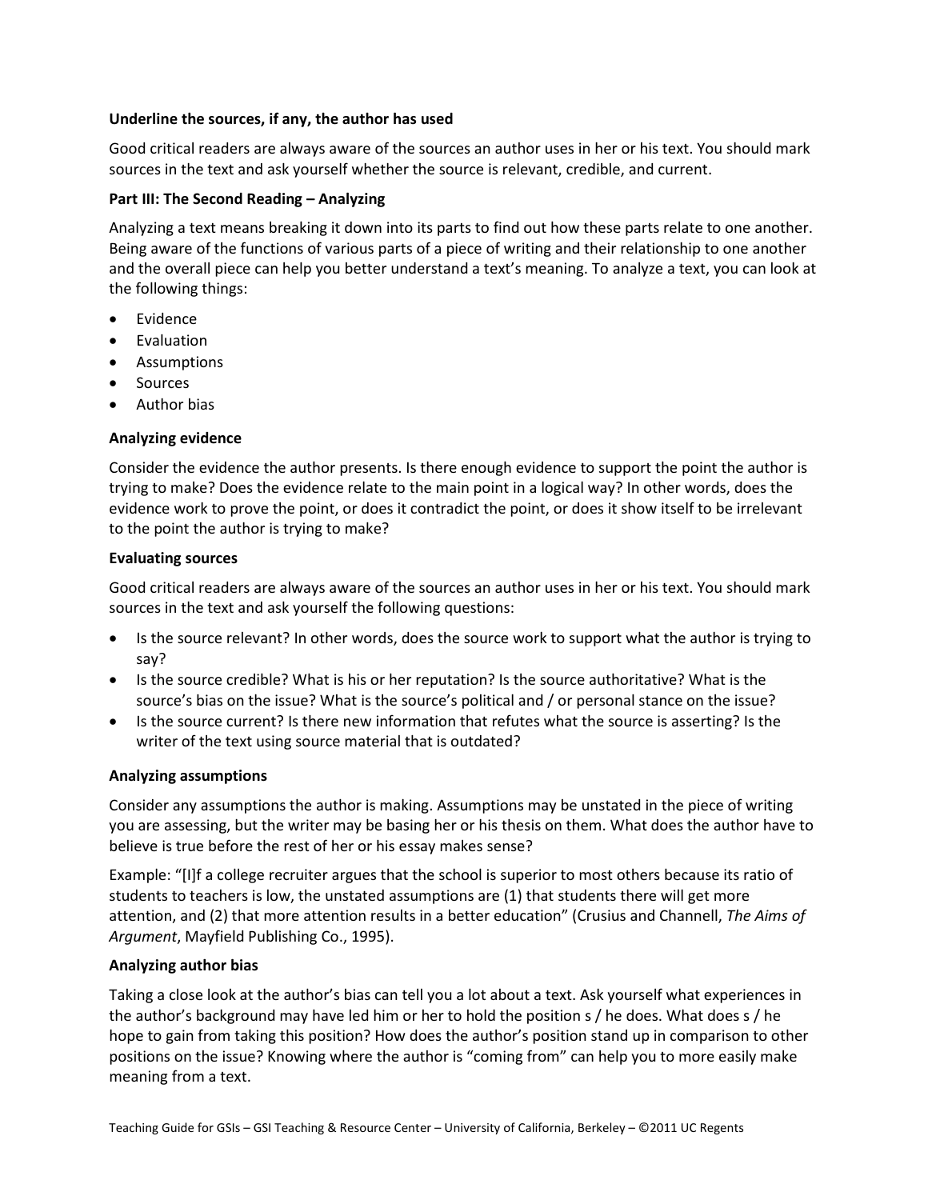**Underline the sources, if any, the author has used**

Good critical readers are always aware of the sources an author uses in her or his text. You should mark sources in the text and ask yourself whether the source is relevant, credible, and current.

**Part III: The Second Reading – Analyzing**

Analyzing a text means breaking it down into its parts to find out how these parts relate to one another. Being aware of the functions of various parts of a piece of writing and their relationship to one another and the overall piece can help you better understand a text's meaning. To analyze a text, you can look at the following things:

- Evidence
- Evaluation
- Assumptions
- Sources
- Author bias

**Analyzing evidence**

Consider the evidence the author presents. Is there enough evidence to support the point the author is trying to make? Does the evidence relate to the main point in a logical way? In other words, does the evidence work to prove the point, or does it contradict the point, or does it show itself to be irrelevant to the point the author is trying to make?

**Evaluating sources**

Good critical readers are always aware of the sources an author uses in her or his text. You should mark sources in the text and ask yourself the following questions:

- Is the source relevant? In other words, does the source work to support what the author is trying to say?
- Is the source credible? What is his or her reputation? Is the source authoritative? What is the source's bias on the issue? What is the source's political and / or personal stance on the issue?
- Is the source current? Is there new information that refutes what the source is asserting? Is the writer of the text using source material that is outdated?

**Analyzing assumptions**

Consider any assumptions the author is making. Assumptions may be unstated in the piece of writing you are assessing, but the writer may be basing her or his thesis on them. What does the author have to believe is true before the rest of her or his essay makes sense?

Example: "[I]f a college recruiter argues that the school is superior to most others because its ratio of students to teachers is low, the unstated assumptions are (1) that students there will get more attention, and (2) that more attention results in a better education" (Crusius and Channell, *The Aims of Argument*, Mayfield Publishing Co., 1995).

**Analyzing author bias**

Taking a close look at the author's bias can tell you a lot about a text. Ask yourself what experiences in the author's background may have led him or her to hold the position s / he does. What does s / he hope to gain from taking this position? How does the author's position stand up in comparison to other positions on the issue? Knowing where the author is "coming from" can help you to more easily make meaning from a text.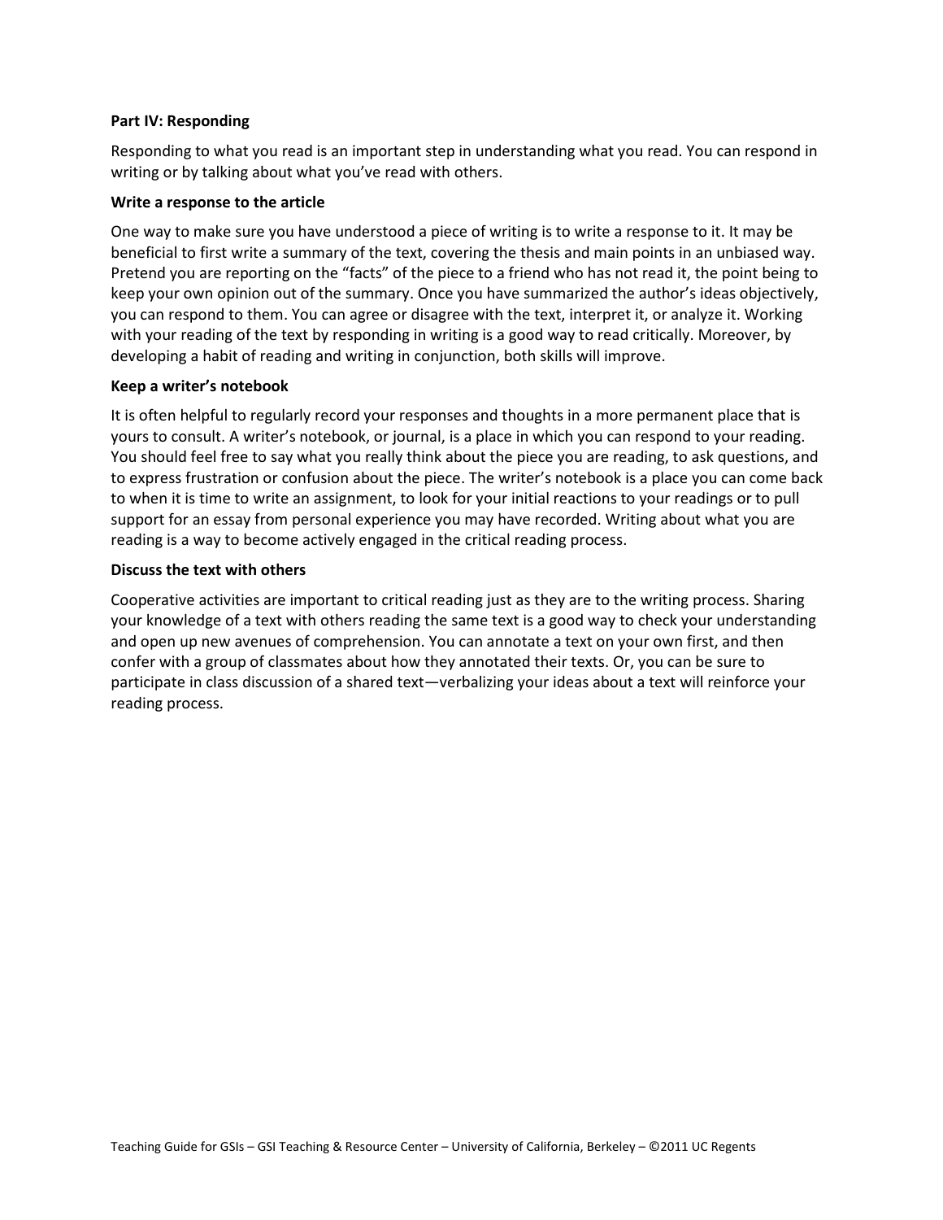## Part IV: Responding

Responding to what you read is an important step in understanding what you read. You can respond in writing or by talking about what you've read with others.

### Write a response to the article

One way to make sure you have understood a piece of writing is to write a response to it. It may be beneficial to first write a summary of the text, covering the thesis and main points in an unbiased way. Pretend you are reporting on the "facts" of the piece to a friend who has not read it, the point being to keep your own opinion out of the summary. Once you have summarized the author's ideas objectively, you can respond to them. You can agree or disagree with the text, interpret it, or analyze it. Working with your reading of the text by responding in writing is a good way to read critically. Moreover, by developing a habit of reading and writing in conjunction, both skills will improve.

### Keep a writer's notebook

It is often helpful to regularly record your responses and thoughts in a more permanent place that is yours to consult. A writer's notebook, or journal, is a place in which you can respond to your reading. You should feel free to say what you really think about the piece you are reading, to ask questions, and to express frustration or confusion about the piece. The writer's notebook is a place you can come back to when it is time to write an assignment, to look for your initial reactions to your readings or to pull support for an essay from personal experience you may have recorded. Writing about what you are reading is a way to become actively engaged in the critical reading process.

### Discuss the text with others

Cooperative activities are important to critical reading just as they are to the writing process. Sharing your knowledge of a text with others reading the same text is a good way to check your understanding and open up new avenues of comprehension. You can annotate a text on your own first, and then confer with a group of classmates about how they annotated their texts. Or, you can be sure to participate in class discussion of a shared text—verbalizing your ideas about a text will reinforce your reading process.